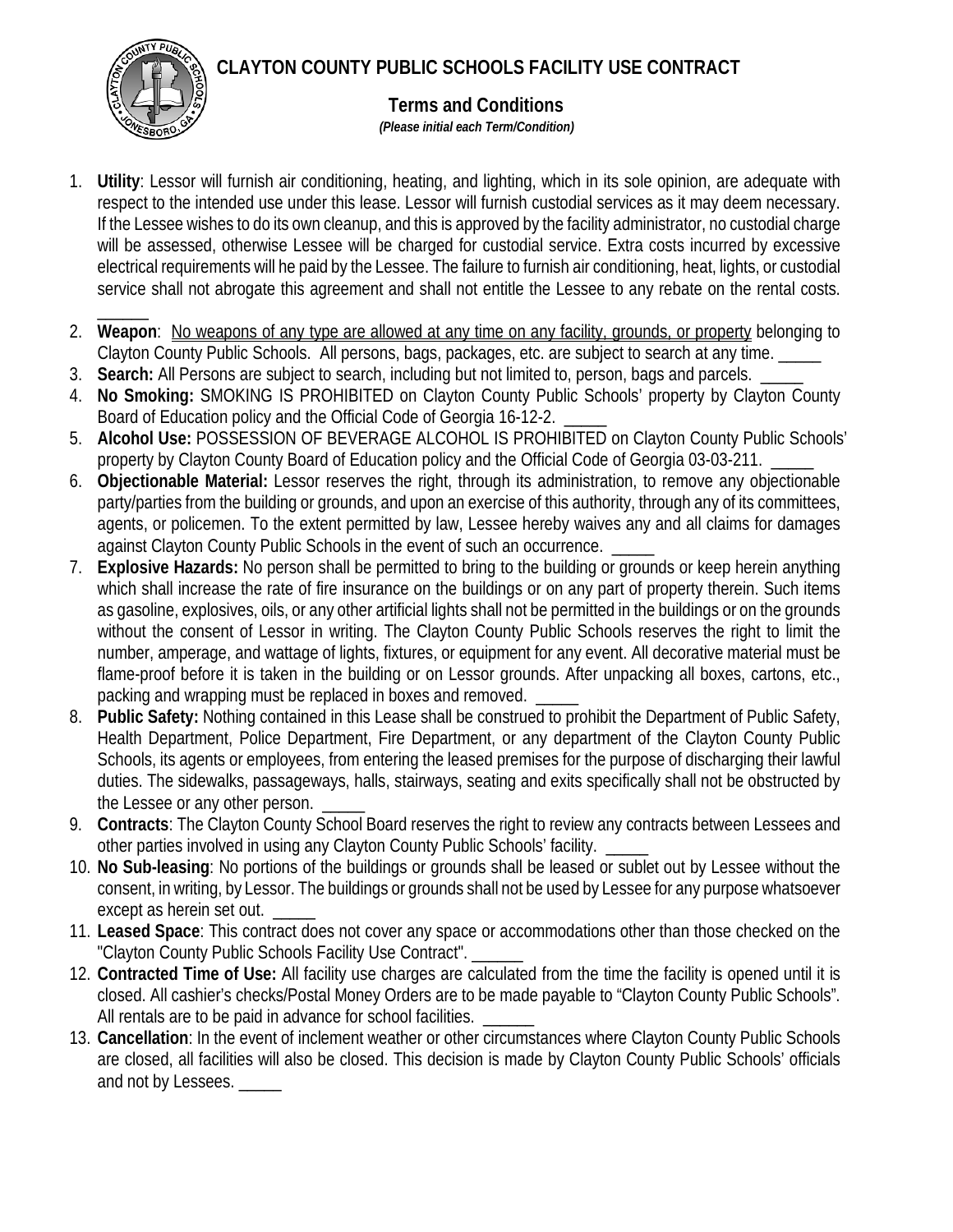# CLAYTON COUNTY PUBLIC SCHOOLS FACILITY USE CONTRACT

## Terms and Conditions

***(Please initial each Term/Condition)***

1. **Utility**: Lessor will furnish air conditioning, heating, and lighting, which in its sole opinion, are adequate with respect to the intended use under this lease. Lessor will furnish custodial services as it may deem necessary. If the Lessee wishes to do its own cleanup, and this is approved by the facility administrator, no custodial charge will be assessed, otherwise Lessee will be charged for custodial service. Extra costs incurred by excessive electrical requirements will he paid by the Lessee. The failure to furnish air conditioning, heat, lights, or custodial service shall not abrogate this agreement and shall not entitle the Lessee to any rebate on the rental costs. ______
2. **Weapon**: No weapons of any type are allowed at any time on any facility, grounds, or property belonging to Clayton County Public Schools. All persons, bags, packages, etc. are subject to search at any time. _____
3. **Search:** All Persons are subject to search, including but not limited to, person, bags and parcels. _____
4. **No Smoking:** SMOKING IS PROHIBITED on Clayton County Public Schools' property by Clayton County Board of Education policy and the Official Code of Georgia 16-12-2. _____
5. **Alcohol Use:** POSSESSION OF BEVERAGE ALCOHOL IS PROHIBITED on Clayton County Public Schools' property by Clayton County Board of Education policy and the Official Code of Georgia 03-03-211. _____
6. **Objectionable Material:** Lessor reserves the right, through its administration, to remove any objectionable party/parties from the building or grounds, and upon an exercise of this authority, through any of its committees, agents, or policemen. To the extent permitted by law, Lessee hereby waives any and all claims for damages against Clayton County Public Schools in the event of such an occurrence. _____
7. **Explosive Hazards:** No person shall be permitted to bring to the building or grounds or keep herein anything which shall increase the rate of fire insurance on the buildings or on any part of property therein. Such items as gasoline, explosives, oils, or any other artificial lights shall not be permitted in the buildings or on the grounds without the consent of Lessor in writing. The Clayton County Public Schools reserves the right to limit the number, amperage, and wattage of lights, fixtures, or equipment for any event. All decorative material must be flame-proof before it is taken in the building or on Lessor grounds. After unpacking all boxes, cartons, etc., packing and wrapping must be replaced in boxes and removed. _____
8. **Public Safety:** Nothing contained in this Lease shall be construed to prohibit the Department of Public Safety, Health Department, Police Department, Fire Department, or any department of the Clayton County Public Schools, its agents or employees, from entering the leased premises for the purpose of discharging their lawful duties. The sidewalks, passageways, halls, stairways, seating and exits specifically shall not be obstructed by the Lessee or any other person. _____
9. **Contracts**: The Clayton County School Board reserves the right to review any contracts between Lessees and other parties involved in using any Clayton County Public Schools' facility. _____
10. **No Sub-leasing**: No portions of the buildings or grounds shall be leased or sublet out by Lessee without the consent, in writing, by Lessor. The buildings or grounds shall not be used by Lessee for any purpose whatsoever except as herein set out. _____
11. **Leased Space**: This contract does not cover any space or accommodations other than those checked on the "Clayton County Public Schools Facility Use Contract". ______
12. **Contracted Time of Use:** All facility use charges are calculated from the time the facility is opened until it is closed. All cashier's checks/Postal Money Orders are to be made payable to "Clayton County Public Schools". All rentals are to be paid in advance for school facilities. ______
13. **Cancellation**: In the event of inclement weather or other circumstances where Clayton County Public Schools are closed, all facilities will also be closed. This decision is made by Clayton County Public Schools' officials and not by Lessees. _____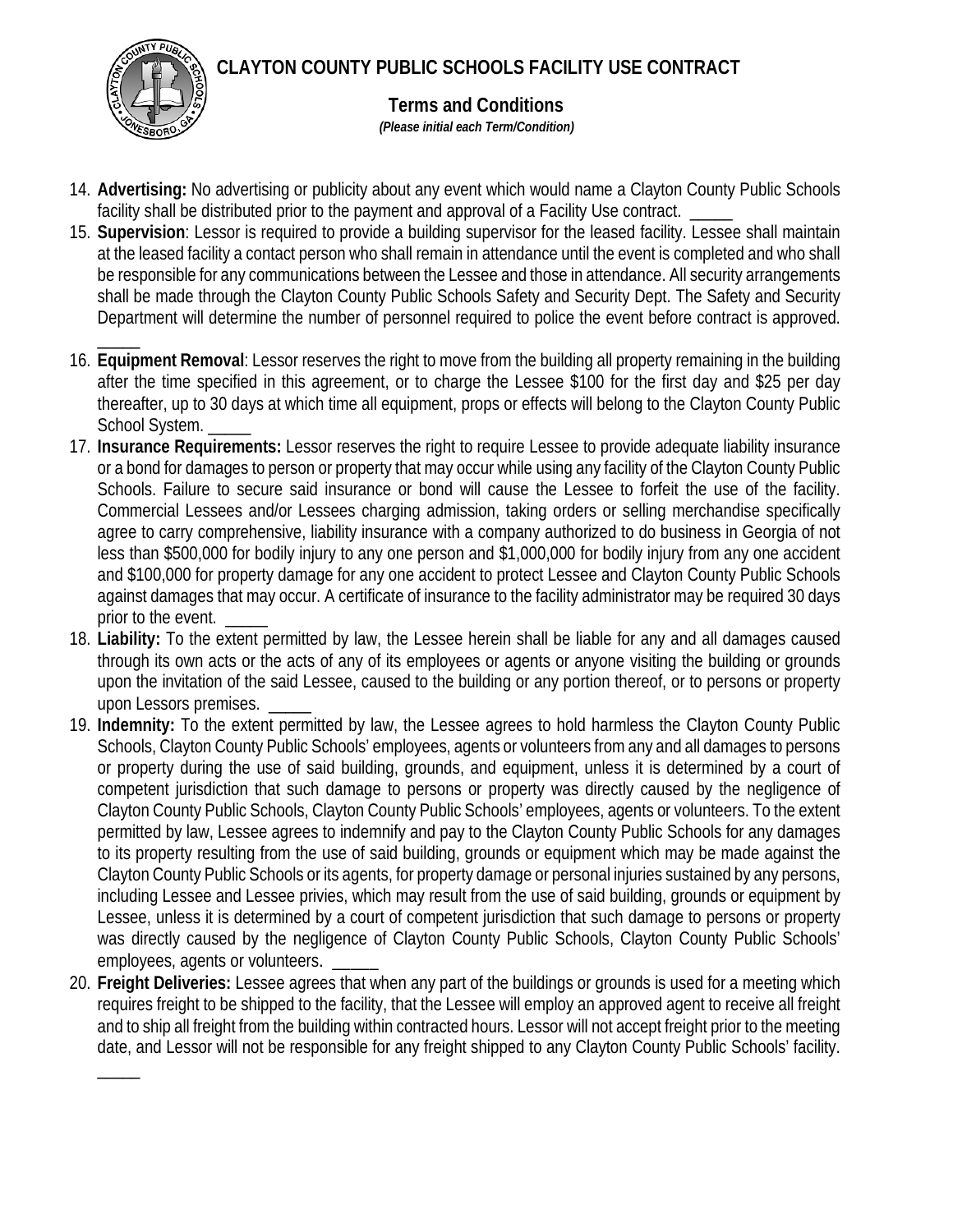# CLAYTON COUNTY PUBLIC SCHOOLS FACILITY USE CONTRACT

## Terms and Conditions

***(Please initial each Term/Condition)***

14. **Advertising:** No advertising or publicity about any event which would name a Clayton County Public Schools facility shall be distributed prior to the payment and approval of a Facility Use contract. _____
15. **Supervision**: Lessor is required to provide a building supervisor for the leased facility. Lessee shall maintain at the leased facility a contact person who shall remain in attendance until the event is completed and who shall be responsible for any communications between the Lessee and those in attendance. All security arrangements shall be made through the Clayton County Public Schools Safety and Security Dept. The Safety and Security Department will determine the number of personnel required to police the event before contract is approved. _____
16. **Equipment Removal**: Lessor reserves the right to move from the building all property remaining in the building after the time specified in this agreement, or to charge the Lessee $100 for the first day and $25 per day thereafter, up to 30 days at which time all equipment, props or effects will belong to the Clayton County Public School System. _____
17. **Insurance Requirements:** Lessor reserves the right to require Lessee to provide adequate liability insurance or a bond for damages to person or property that may occur while using any facility of the Clayton County Public Schools. Failure to secure said insurance or bond will cause the Lessee to forfeit the use of the facility. Commercial Lessees and/or Lessees charging admission, taking orders or selling merchandise specifically agree to carry comprehensive, liability insurance with a company authorized to do business in Georgia of not less than $500,000 for bodily injury to any one person and $1,000,000 for bodily injury from any one accident and $100,000 for property damage for any one accident to protect Lessee and Clayton County Public Schools against damages that may occur. A certificate of insurance to the facility administrator may be required 30 days prior to the event. _____
18. **Liability:** To the extent permitted by law, the Lessee herein shall be liable for any and all damages caused through its own acts or the acts of any of its employees or agents or anyone visiting the building or grounds upon the invitation of the said Lessee, caused to the building or any portion thereof, or to persons or property upon Lessors premises. _____
19. **Indemnity:** To the extent permitted by law, the Lessee agrees to hold harmless the Clayton County Public Schools, Clayton County Public Schools' employees, agents or volunteers from any and all damages to persons or property during the use of said building, grounds, and equipment, unless it is determined by a court of competent jurisdiction that such damage to persons or property was directly caused by the negligence of Clayton County Public Schools, Clayton County Public Schools' employees, agents or volunteers. To the extent permitted by law, Lessee agrees to indemnify and pay to the Clayton County Public Schools for any damages to its property resulting from the use of said building, grounds or equipment which may be made against the Clayton County Public Schools or its agents, for property damage or personal injuries sustained by any persons, including Lessee and Lessee privies, which may result from the use of said building, grounds or equipment by Lessee, unless it is determined by a court of competent jurisdiction that such damage to persons or property was directly caused by the negligence of Clayton County Public Schools, Clayton County Public Schools' employees, agents or volunteers. _____
20. **Freight Deliveries:** Lessee agrees that when any part of the buildings or grounds is used for a meeting which requires freight to be shipped to the facility, that the Lessee will employ an approved agent to receive all freight and to ship all freight from the building within contracted hours. Lessor will not accept freight prior to the meeting date, and Lessor will not be responsible for any freight shipped to any Clayton County Public Schools' facility. _____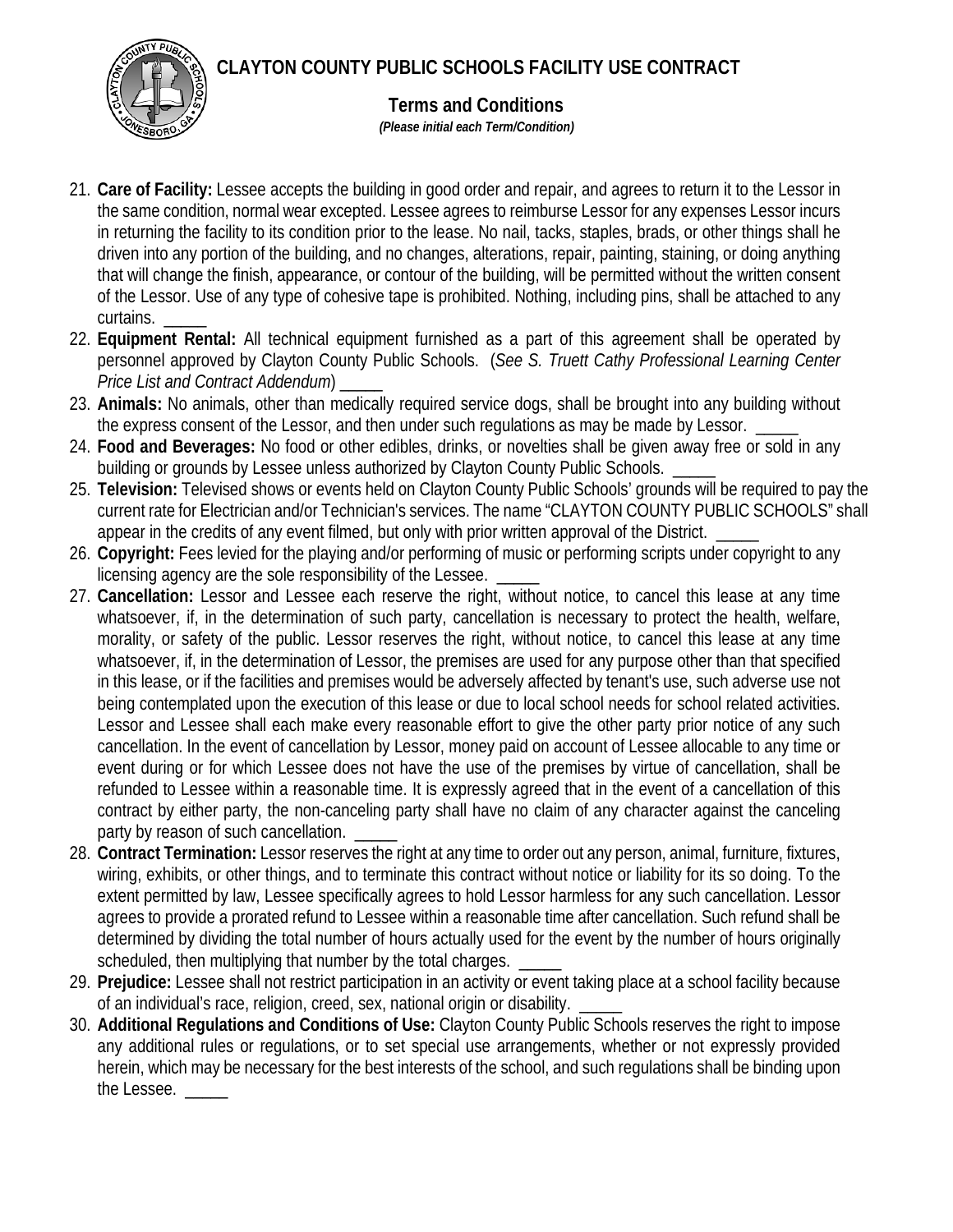# CLAYTON COUNTY PUBLIC SCHOOLS FACILITY USE CONTRACT

## Terms and Conditions

***(Please initial each Term/Condition)***

21. **Care of Facility:** Lessee accepts the building in good order and repair, and agrees to return it to the Lessor in the same condition, normal wear excepted. Lessee agrees to reimburse Lessor for any expenses Lessor incurs in returning the facility to its condition prior to the lease. No nail, tacks, staples, brads, or other things shall he driven into any portion of the building, and no changes, alterations, repair, painting, staining, or doing anything that will change the finish, appearance, or contour of the building, will be permitted without the written consent of the Lessor. Use of any type of cohesive tape is prohibited. Nothing, including pins, shall be attached to any curtains. _____
22. **Equipment Rental:** All technical equipment furnished as a part of this agreement shall be operated by personnel approved by Clayton County Public Schools. (*See S. Truett Cathy Professional Learning Center Price List and Contract Addendum*) _____
23. **Animals:** No animals, other than medically required service dogs, shall be brought into any building without the express consent of the Lessor, and then under such regulations as may be made by Lessor. _____
24. **Food and Beverages:** No food or other edibles, drinks, or novelties shall be given away free or sold in any building or grounds by Lessee unless authorized by Clayton County Public Schools. _____
25. **Television:** Televised shows or events held on Clayton County Public Schools' grounds will be required to pay the current rate for Electrician and/or Technician's services. The name "CLAYTON COUNTY PUBLIC SCHOOLS" shall appear in the credits of any event filmed, but only with prior written approval of the District. _____
26. **Copyright:** Fees levied for the playing and/or performing of music or performing scripts under copyright to any licensing agency are the sole responsibility of the Lessee. _____
27. **Cancellation:** Lessor and Lessee each reserve the right, without notice, to cancel this lease at any time whatsoever, if, in the determination of such party, cancellation is necessary to protect the health, welfare, morality, or safety of the public. Lessor reserves the right, without notice, to cancel this lease at any time whatsoever, if, in the determination of Lessor, the premises are used for any purpose other than that specified in this lease, or if the facilities and premises would be adversely affected by tenant's use, such adverse use not being contemplated upon the execution of this lease or due to local school needs for school related activities. Lessor and Lessee shall each make every reasonable effort to give the other party prior notice of any such cancellation. In the event of cancellation by Lessor, money paid on account of Lessee allocable to any time or event during or for which Lessee does not have the use of the premises by virtue of cancellation, shall be refunded to Lessee within a reasonable time. It is expressly agreed that in the event of a cancellation of this contract by either party, the non-canceling party shall have no claim of any character against the canceling party by reason of such cancellation. _____
28. **Contract Termination:** Lessor reserves the right at any time to order out any person, animal, furniture, fixtures, wiring, exhibits, or other things, and to terminate this contract without notice or liability for its so doing. To the extent permitted by law, Lessee specifically agrees to hold Lessor harmless for any such cancellation. Lessor agrees to provide a prorated refund to Lessee within a reasonable time after cancellation. Such refund shall be determined by dividing the total number of hours actually used for the event by the number of hours originally scheduled, then multiplying that number by the total charges. _____
29. **Prejudice:** Lessee shall not restrict participation in an activity or event taking place at a school facility because of an individual's race, religion, creed, sex, national origin or disability. _____
30. **Additional Regulations and Conditions of Use:** Clayton County Public Schools reserves the right to impose any additional rules or regulations, or to set special use arrangements, whether or not expressly provided herein, which may be necessary for the best interests of the school, and such regulations shall be binding upon the Lessee. _____